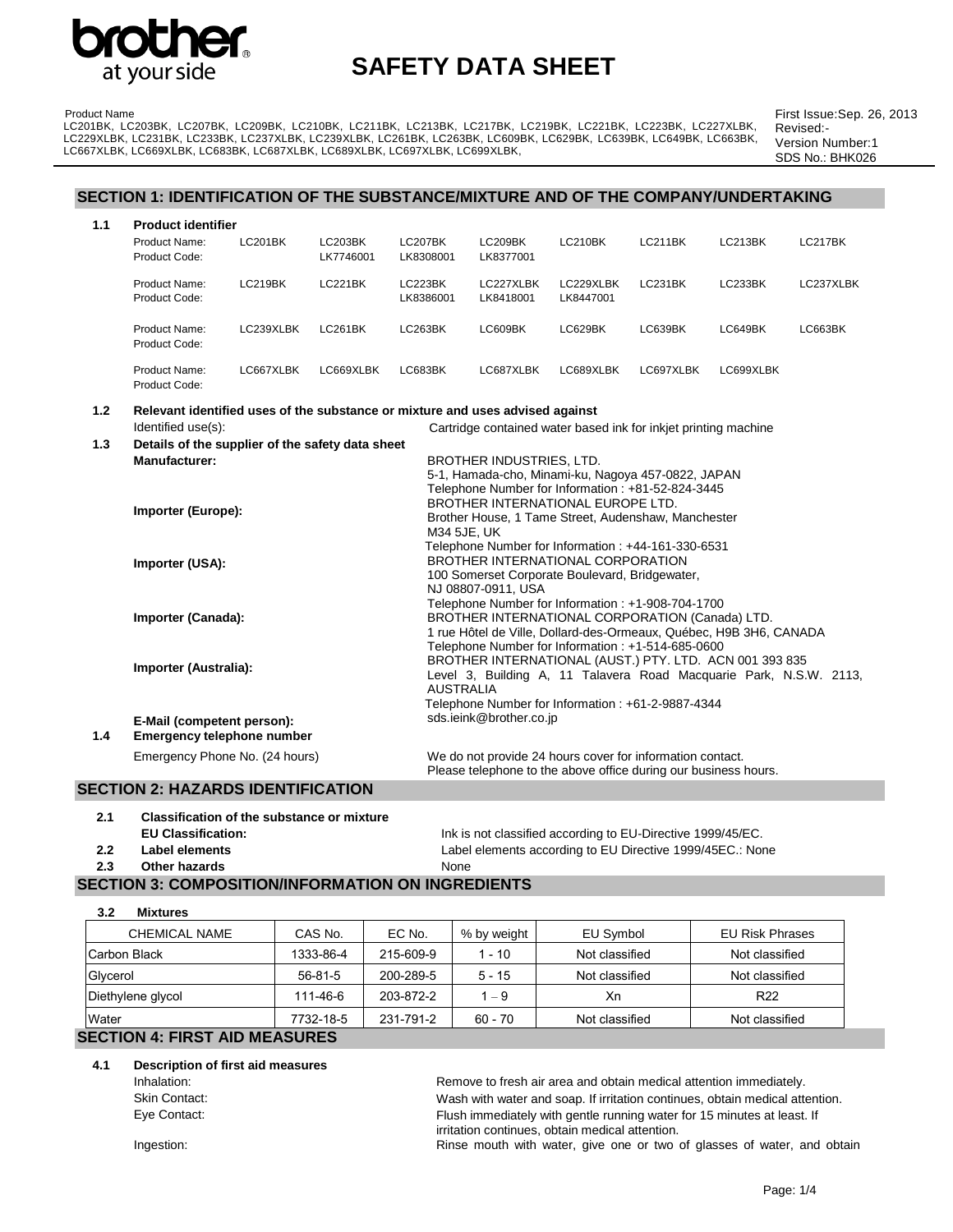# SAFETY DATA SHEET

Product Name
LC201BK, LC203BK, LC207BK, LC209BK, LC210BK, LC211BK, LC213BK, LC217BK, LC219BK, LC221BK, LC223BK, LC227XLBK, LC229XLBK, LC231BK, LC233BK, LC237XLBK, LC239XLBK, LC261BK, LC263BK, LC609BK, LC629BK, LC639BK, LC649BK, LC663BK, LC667XLBK, LC669XLBK, LC683BK, LC687XLBK, LC689XLBK, LC697XLBK, LC699XLBK,

First Issue:Sep. 26, 2013
Revised:-
Version Number:1
SDS No.: BHK026

## SECTION 1: IDENTIFICATION OF THE SUBSTANCE/MIXTURE AND OF THE COMPANY/UNDERTAKING

**1.1 Product identifier**

| | | | | | | | | |
|---|---|---|---|---|---|---|---|---|
| Product Name: | LC201BK | LC203BK | LC207BK | LC209BK | LC210BK | LC211BK | LC213BK | LC217BK |
| Product Code: | | LK7746001 | LK8308001 | LK8377001 | | | | |
| Product Name: | LC219BK | LC221BK | LC223BK | LC227XLBK | LC229XLBK | LC231BK | LC233BK | LC237XLBK |
| Product Code: | | | LK8386001 | LK8418001 | LK8447001 | | | |
| Product Name: | LC239XLBK | LC261BK | LC263BK | LC609BK | LC629BK | LC639BK | LC649BK | LC663BK |
| Product Code: | | | | | | | | |
| Product Name: | LC667XLBK | LC669XLBK | LC683BK | LC687XLBK | LC689XLBK | LC697XLBK | LC699XLBK | |
| Product Code: | | | | | | | | |

**1.2 Relevant identified uses of the substance or mixture and uses advised against**

Identified use(s): Cartridge contained water based ink for inkjet printing machine

**1.3 Details of the supplier of the safety data sheet**

**Manufacturer:**
BROTHER INDUSTRIES, LTD.
5-1, Hamada-cho, Minami-ku, Nagoya 457-0822, JAPAN
Telephone Number for Information : +81-52-824-3445

**Importer (Europe):**
BROTHER INTERNATIONAL EUROPE LTD.
Brother House, 1 Tame Street, Audenshaw, Manchester
M34 5JE, UK
Telephone Number for Information : +44-161-330-6531

**Importer (USA):**
BROTHER INTERNATIONAL CORPORATION
100 Somerset Corporate Boulevard, Bridgewater,
NJ 08807-0911, USA
Telephone Number for Information : +1-908-704-1700

**Importer (Canada):**
BROTHER INTERNATIONAL CORPORATION (Canada) LTD.
1 rue Hôtel de Ville, Dollard-des-Ormeaux, Québec, H9B 3H6, CANADA
Telephone Number for Information : +1-514-685-0600

**Importer (Australia):**
BROTHER INTERNATIONAL (AUST.) PTY. LTD. ACN 001 393 835
Level 3, Building A, 11 Talavera Road Macquarie Park, N.S.W. 2113, AUSTRALIA
Telephone Number for Information : +61-2-9887-4344

**E-Mail (competent person):** sds.ieink@brother.co.jp

**1.4 Emergency telephone number**

Emergency Phone No. (24 hours): We do not provide 24 hours cover for information contact. Please telephone to the above office during our business hours.

## SECTION 2: HAZARDS IDENTIFICATION

**2.1 Classification of the substance or mixture**

**EU Classification:** Ink is not classified according to EU-Directive 1999/45/EC.

**2.2 Label elements** Label elements according to EU Directive 1999/45EC.: None

**2.3 Other hazards** None

## SECTION 3: COMPOSITION/INFORMATION ON INGREDIENTS

**3.2 Mixtures**

| CHEMICAL NAME | CAS No. | EC No. | % by weight | EU Symbol | EU Risk Phrases |
|---|---|---|---|---|---|
| Carbon Black | 1333-86-4 | 215-609-9 | 1 - 10 | Not classified | Not classified |
| Glycerol | 56-81-5 | 200-289-5 | 5 - 15 | Not classified | Not classified |
| Diethylene glycol | 111-46-6 | 203-872-2 | 1 – 9 | Xn | R22 |
| Water | 7732-18-5 | 231-791-2 | 60 - 70 | Not classified | Not classified |

## SECTION 4: FIRST AID MEASURES

**4.1 Description of first aid measures**

Inhalation: Remove to fresh air area and obtain medical attention immediately.

Skin Contact: Wash with water and soap. If irritation continues, obtain medical attention.

Eye Contact: Flush immediately with gentle running water for 15 minutes at least. If irritation continues, obtain medical attention.

Ingestion: Rinse mouth with water, give one or two of glasses of water, and obtain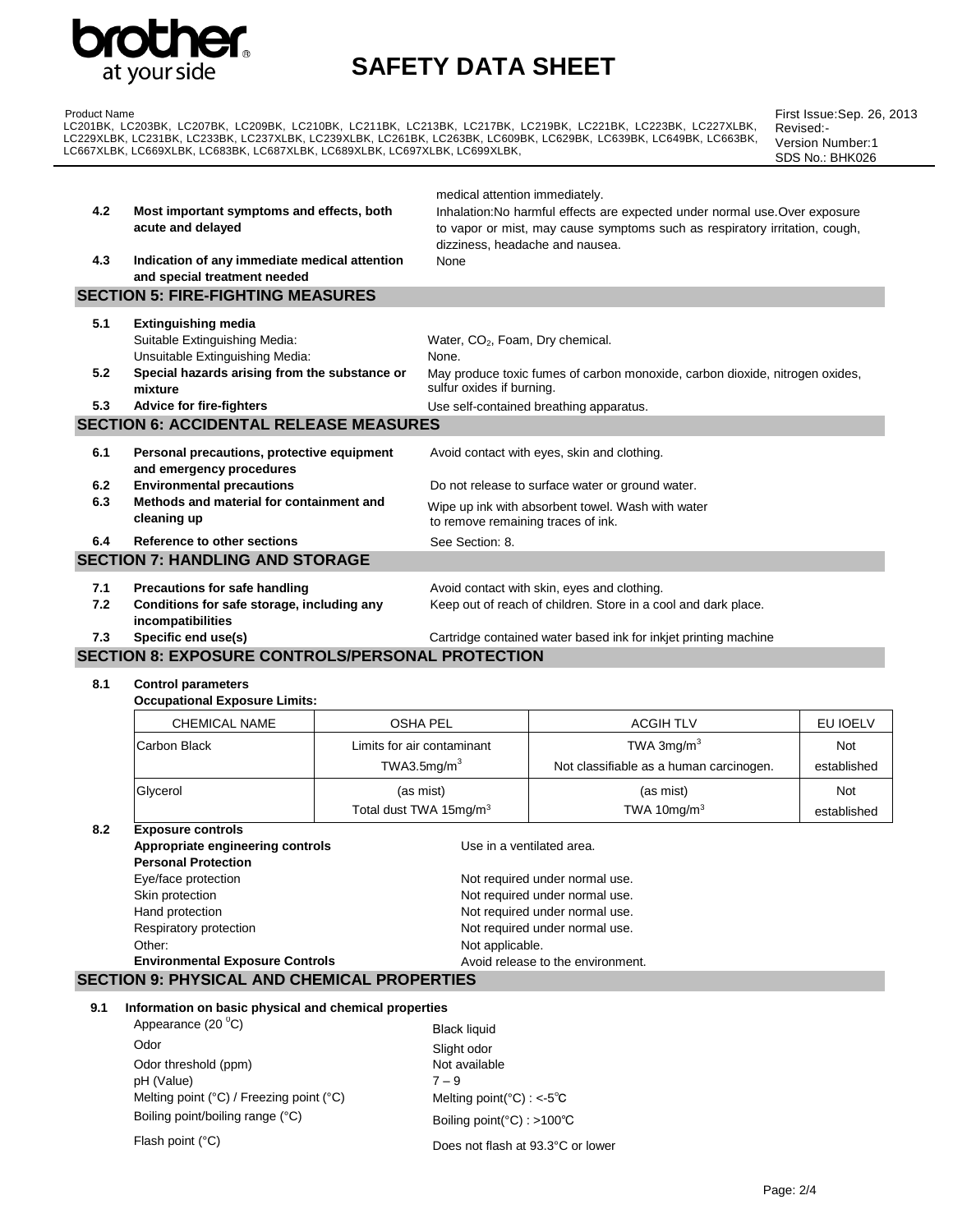medical attention immediately.

| | | |
|---|---|---|
| **4.2** | **Most important symptoms and effects, both acute and delayed** | Inhalation:No harmful effects are expected under normal use.Over exposure to vapor or mist, may cause symptoms such as respiratory irritation, cough, dizziness, headache and nausea. |
| **4.3** | **Indication of any immediate medical attention and special treatment needed** | None |

## SECTION 5: FIRE-FIGHTING MEASURES

| | | |
|---|---|---|
| **5.1** | **Extinguishing media** | |
| | Suitable Extinguishing Media: | Water, $CO_2$, Foam, Dry chemical. |
| | Unsuitable Extinguishing Media: | None. |
| **5.2** | **Special hazards arising from the substance or mixture** | May produce toxic fumes of carbon monoxide, carbon dioxide, nitrogen oxides, sulfur oxides if burning. |
| **5.3** | **Advice for fire-fighters** | Use self-contained breathing apparatus. |

## SECTION 6: ACCIDENTAL RELEASE MEASURES

| | | |
|---|---|---|
| **6.1** | **Personal precautions, protective equipment and emergency procedures** | Avoid contact with eyes, skin and clothing. |
| **6.2** | **Environmental precautions** | Do not release to surface water or ground water. |
| **6.3** | **Methods and material for containment and cleaning up** | Wipe up ink with absorbent towel. Wash with water to remove remaining traces of ink. |
| **6.4** | **Reference to other sections** | See Section: 8. |

## SECTION 7: HANDLING AND STORAGE

| | | |
|---|---|---|
| **7.1** | **Precautions for safe handling** | Avoid contact with skin, eyes and clothing. |
| **7.2** | **Conditions for safe storage, including any incompatibilities** | Keep out of reach of children. Store in a cool and dark place. |
| **7.3** | **Specific end use(s)** | Cartridge contained water based ink for inkjet printing machine |

## SECTION 8: EXPOSURE CONTROLS/PERSONAL PROTECTION

**8.1 Control parameters**

**Occupational Exposure Limits:**

| CHEMICAL NAME | OSHA PEL | ACGIH TLV | EU IOELV |
|---|---|---|---|
| Carbon Black | Limits for air contaminant TWA3.5mg/m$^3$ | TWA 3mg/m$^3$ Not classifiable as a human carcinogen. | Not established |
| Glycerol | (as mist) Total dust TWA 15mg/m$^3$ | (as mist) TWA 10mg/m$^3$ | Not established |

**8.2 Exposure controls**

| | |
|---|---|
| **Appropriate engineering controls** | Use in a ventilated area. |
| **Personal Protection** | |
| Eye/face protection | Not required under normal use. |
| Skin protection | Not required under normal use. |
| Hand protection | Not required under normal use. |
| Respiratory protection | Not required under normal use. |
| Other: | Not applicable. |
| **Environmental Exposure Controls** | Avoid release to the environment. |

## SECTION 9: PHYSICAL AND CHEMICAL PROPERTIES

**9.1 Information on basic physical and chemical properties**

| | |
|---|---|
| Appearance (20 °C) | Black liquid |
| Odor | Slight odor |
| Odor threshold (ppm) | Not available |
| pH (Value) | 7 – 9 |
| Melting point (°C) / Freezing point (°C) | Melting point(°C) : <-5℃ |
| Boiling point/boiling range (°C) | Boiling point(°C) : >100℃ |
| Flash point (°C) | Does not flash at 93.3°C or lower |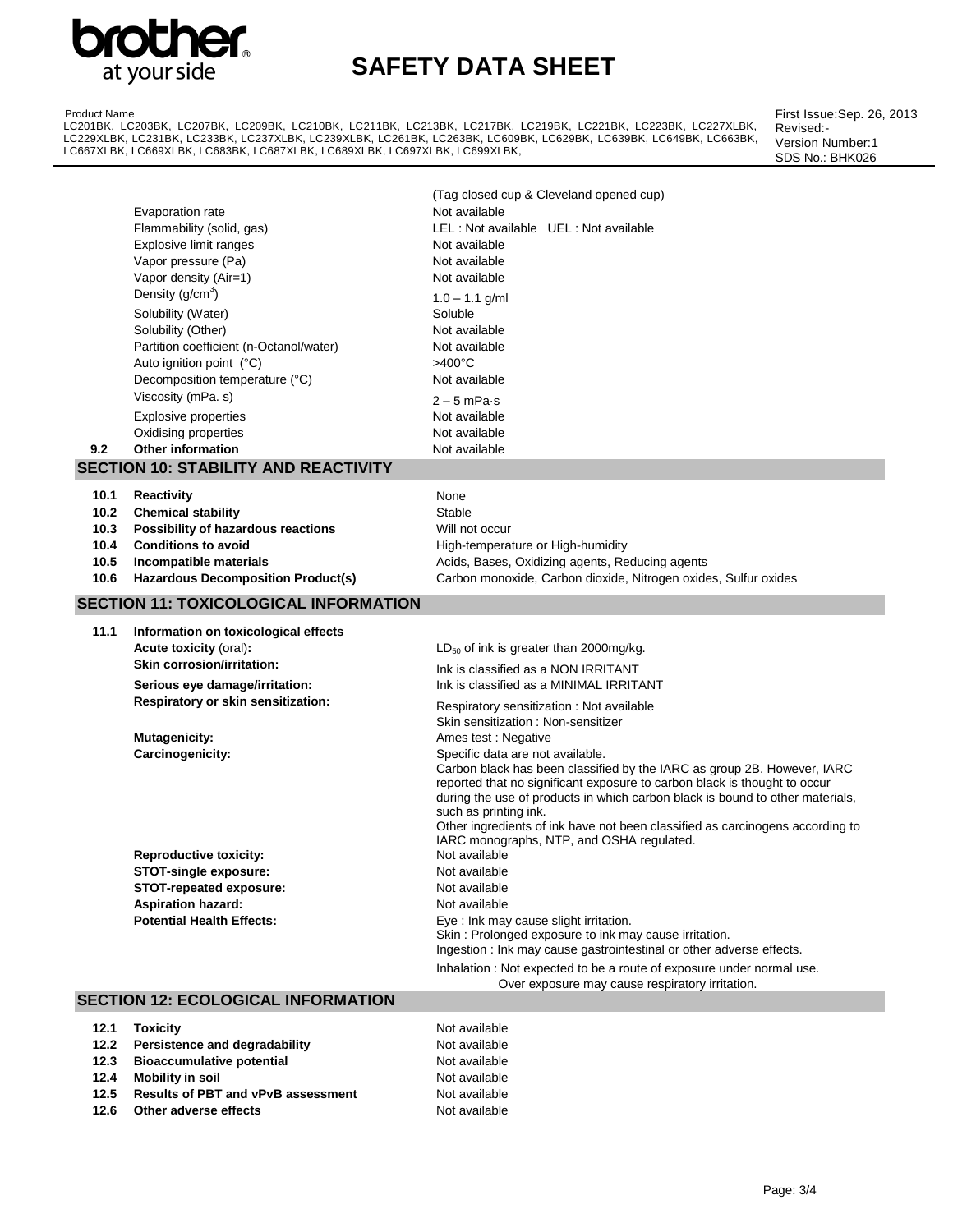| | |
|---|---|
| | (Tag closed cup & Cleveland opened cup) |
| Evaporation rate | Not available |
| Flammability (solid, gas) | LEL : Not available UEL : Not available |
| Explosive limit ranges | Not available |
| Vapor pressure (Pa) | Not available |
| Vapor density (Air=1) | Not available |
| Density (g/cm$^3$) | 1.0 – 1.1 g/ml |
| Solubility (Water) | Soluble |
| Solubility (Other) | Not available |
| Partition coefficient (n-Octanol/water) | Not available |
| Auto ignition point (°C) | >400°C |
| Decomposition temperature (°C) | Not available |
| Viscosity (mPa. s) | 2 – 5 mPa·s |
| Explosive properties | Not available |
| Oxidising properties | Not available |
| **9.2 Other information** | Not available |

## SECTION 10: STABILITY AND REACTIVITY

| | |
|---|---|
| **10.1 Reactivity** | None |
| **10.2 Chemical stability** | Stable |
| **10.3 Possibility of hazardous reactions** | Will not occur |
| **10.4 Conditions to avoid** | High-temperature or High-humidity |
| **10.5 Incompatible materials** | Acids, Bases, Oxidizing agents, Reducing agents |
| **10.6 Hazardous Decomposition Product(s)** | Carbon monoxide, Carbon dioxide, Nitrogen oxides, Sulfur oxides |

## SECTION 11: TOXICOLOGICAL INFORMATION

**11.1 Information on toxicological effects**

| | |
|---|---|
| **Acute toxicity** (oral)**:** | $LD_{50}$ of ink is greater than 2000mg/kg. |
| **Skin corrosion/irritation:** | Ink is classified as a NON IRRITANT |
| **Serious eye damage/irritation:** | Ink is classified as a MINIMAL IRRITANT |
| **Respiratory or skin sensitization:** | Respiratory sensitization : Not available<br>Skin sensitization : Non-sensitizer |
| **Mutagenicity:** | Ames test : Negative |
| **Carcinogenicity:** | Specific data are not available.<br>Carbon black has been classified by the IARC as group 2B. However, IARC reported that no significant exposure to carbon black is thought to occur during the use of products in which carbon black is bound to other materials, such as printing ink.<br>Other ingredients of ink have not been classified as carcinogens according to IARC monographs, NTP, and OSHA regulated. |
| **Reproductive toxicity:** | Not available |
| **STOT-single exposure:** | Not available |
| **STOT-repeated exposure:** | Not available |
| **Aspiration hazard:** | Not available |
| **Potential Health Effects:** | Eye : Ink may cause slight irritation.<br>Skin : Prolonged exposure to ink may cause irritation.<br>Ingestion : Ink may cause gastrointestinal or other adverse effects.<br>Inhalation : Not expected to be a route of exposure under normal use. Over exposure may cause respiratory irritation. |

## SECTION 12: ECOLOGICAL INFORMATION

| | |
|---|---|
| **12.1 Toxicity** | Not available |
| **12.2 Persistence and degradability** | Not available |
| **12.3 Bioaccumulative potential** | Not available |
| **12.4 Mobility in soil** | Not available |
| **12.5 Results of PBT and vPvB assessment** | Not available |
| **12.6 Other adverse effects** | Not available |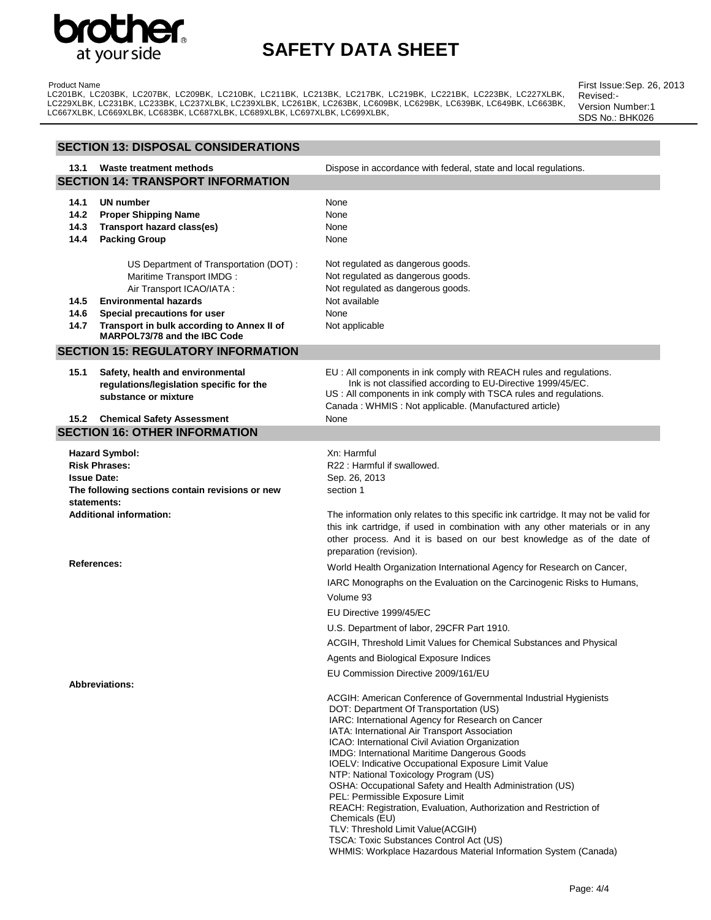## SECTION 13: DISPOSAL CONSIDERATIONS

| | | |
|---|---|---|
| 13.1 | **Waste treatment methods** | Dispose in accordance with federal, state and local regulations. |

## SECTION 14: TRANSPORT INFORMATION

| | | |
|---|---|---|
| 14.1 | **UN number** | None |
| 14.2 | **Proper Shipping Name** | None |
| 14.3 | **Transport hazard class(es)** | None |
| 14.4 | **Packing Group** | None |
| | US Department of Transportation (DOT) : | Not regulated as dangerous goods. |
| | Maritime Transport IMDG : | Not regulated as dangerous goods. |
| | Air Transport ICAO/IATA : | Not regulated as dangerous goods. |
| 14.5 | **Environmental hazards** | Not available |
| 14.6 | **Special precautions for user** | None |
| 14.7 | **Transport in bulk according to Annex II of MARPOL73/78 and the IBC Code** | Not applicable |

## SECTION 15: REGULATORY INFORMATION

| | | |
|---|---|---|
| 15.1 | **Safety, health and environmental regulations/legislation specific for the substance or mixture** | EU : All components in ink comply with REACH rules and regulations. Ink is not classified according to EU-Directive 1999/45/EC.<br>US : All components in ink comply with TSCA rules and regulations.<br>Canada : WHMIS : Not applicable. (Manufactured article) |
| 15.2 | **Chemical Safety Assessment** | None |

## SECTION 16: OTHER INFORMATION

| | |
|---|---|
| **Hazard Symbol:** | Xn: Harmful |
| **Risk Phrases:** | R22 : Harmful if swallowed. |
| **Issue Date:** | Sep. 26, 2013 |
| **The following sections contain revisions or new statements:** | section 1 |
| **Additional information:** | The information only relates to this specific ink cartridge. It may not be valid for this ink cartridge, if used in combination with any other materials or in any other process. And it is based on our best knowledge as of the date of preparation (revision). |
| **References:** | World Health Organization International Agency for Research on Cancer,<br>IARC Monographs on the Evaluation on the Carcinogenic Risks to Humans,<br>Volume 93<br>EU Directive 1999/45/EC<br>U.S. Department of labor, 29CFR Part 1910.<br>ACGIH, Threshold Limit Values for Chemical Substances and Physical<br>Agents and Biological Exposure Indices<br>EU Commission Directive 2009/161/EU |
| **Abbreviations:** | ACGIH: American Conference of Governmental Industrial Hygienists<br>DOT: Department Of Transportation (US)<br>IARC: International Agency for Research on Cancer<br>IATA: International Air Transport Association<br>ICAO: International Civil Aviation Organization<br>IMDG: International Maritime Dangerous Goods<br>IOELV: Indicative Occupational Exposure Limit Value<br>NTP: National Toxicology Program (US)<br>OSHA: Occupational Safety and Health Administration (US)<br>PEL: Permissible Exposure Limit<br>REACH: Registration, Evaluation, Authorization and Restriction of Chemicals (EU)<br>TLV: Threshold Limit Value(ACGIH)<br>TSCA: Toxic Substances Control Act (US)<br>WHMIS: Workplace Hazardous Material Information System (Canada) |